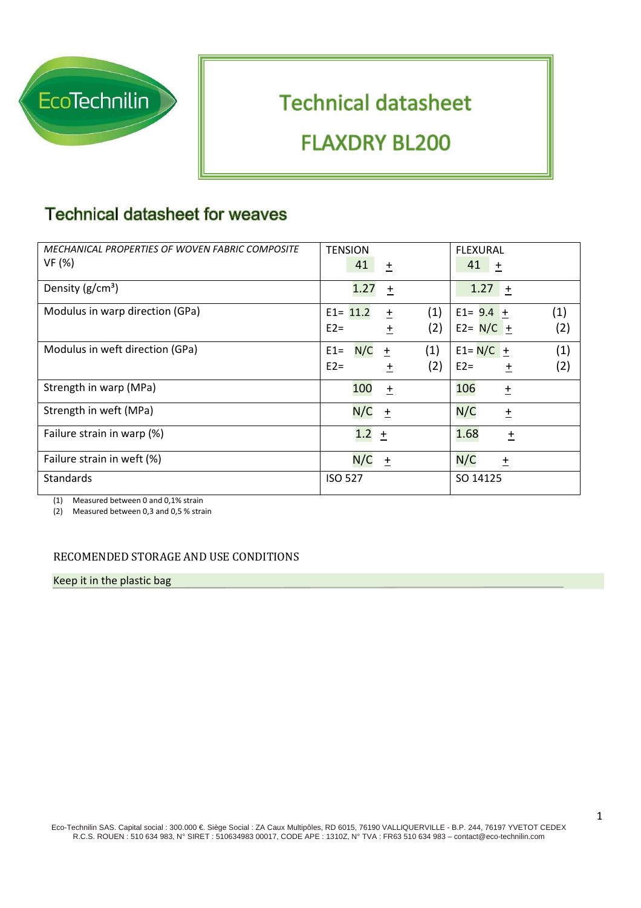# Technical datasheet

## FLAXDRY BL200

## Technical datasheet for weaves

| *MECHANICAL PROPERTIES OF WOVEN FABRIC COMPOSITE* VF (%) | TENSION 41 ± | FLEXURAL 41 ± |
|---|---|---|
| Density (g/cm³) | 1.27 ± | 1.27 ± |
| Modulus in warp direction (GPa) | E1= 11.2 ± (1)<br>E2= ± (2) | E1= 9.4 ± (1)<br>E2= N/C ± (2) |
| Modulus in weft direction (GPa) | E1= N/C ± (1)<br>E2= ± (2) | E1= N/C ± (1)<br>E2= ± (2) |
| Strength in warp (MPa) | 100 ± | 106 ± |
| Strength in weft (MPa) | N/C ± | N/C ± |
| Failure strain in warp (%) | 1.2 ± | 1.68 ± |
| Failure strain in weft (%) | N/C ± | N/C ± |
| Standards | ISO 527 | SO 14125 |

(1) Measured between 0 and 0,1% strain
(2) Measured between 0,3 and 0,5 % strain

RECOMENDED STORAGE AND USE CONDITIONS

Keep it in the plastic bag

Eco-Technilin SAS. Capital social : 300.000 €. Siège Social : ZA Caux Multipôles, RD 6015, 76190 VALLIQUERVILLE - B.P. 244, 76197 YVETOT CEDEX
R.C.S. ROUEN : 510 634 983, N° SIRET : 510634983 00017, CODE APE : 1310Z, N° TVA : FR63 510 634 983 – contact@eco-technilin.com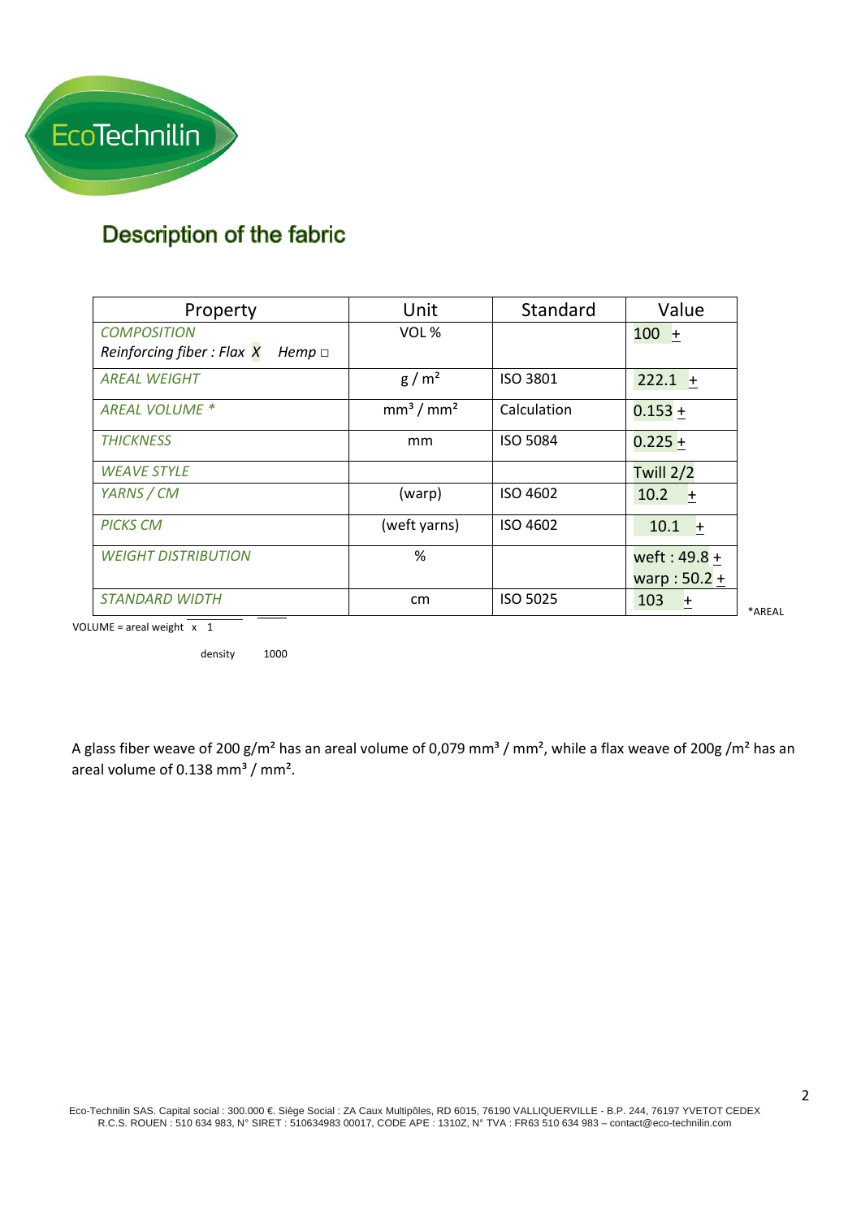EcoTechnilin

## Description of the fabric

| Property | Unit | Standard | Value |
|---|---|---|---|
| *COMPOSITION*<br>*Reinforcing fiber : Flax X Hemp □* | VOL % | | 100 + |
| *AREAL WEIGHT* | $g / m^2$ | ISO 3801 | 222.1 + |
| *AREAL VOLUME \** | $mm^3 / mm^2$ | Calculation | 0.153 + |
| *THICKNESS* | mm | ISO 5084 | 0.225 + |
| *WEAVE STYLE* | | | Twill 2/2 |
| *YARNS / CM* | (warp) | ISO 4602 | 10.2 + |
| *PICKS CM* | (weft yarns) | ISO 4602 | 10.1 + |
| *WEIGHT DISTRIBUTION* | % | | weft : 49.8 +<br>warp : 50.2 + |
| *STANDARD WIDTH* | cm | ISO 5025 | 103 + |

*AREAL VOLUME = $\frac{\text{areal weight}}{\text{density}} \times \frac{1}{1000}$

A glass fiber weave of 200 g/m² has an areal volume of 0,079 mm³ / mm², while a flax weave of 200g /m² has an areal volume of 0.138 mm³ / mm².

Eco-Technilin SAS. Capital social : 300.000 €. Siège Social : ZA Caux Multipôles, RD 6015, 76190 VALLIQUERVILLE - B.P. 244, 76197 YVETOT CEDEX
R.C.S. ROUEN : 510 634 983, N° SIRET : 510634983 00017, CODE APE : 1310Z, N° TVA : FR63 510 634 983 – contact@eco-technilin.com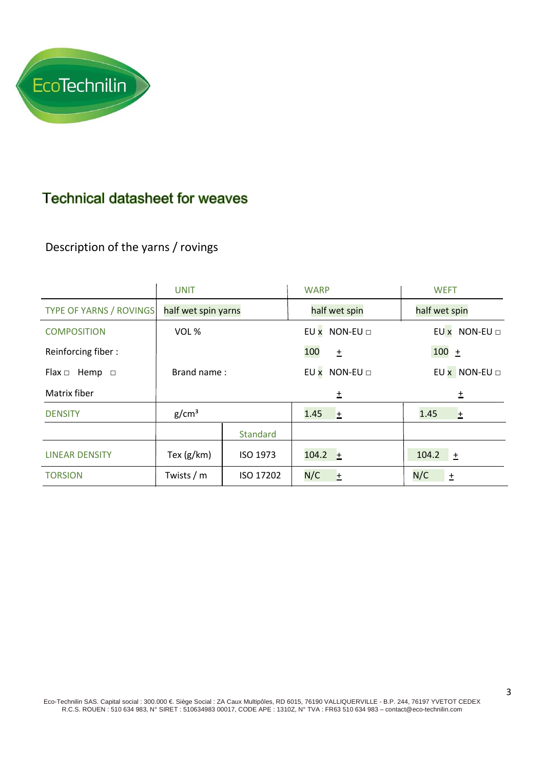EcoTechnilin

# Technical datasheet for weaves

## Description of the yarns / rovings

| | UNIT | | WARP | WEFT |
|---|---|---|---|---|
| TYPE OF YARNS / ROVINGS | half wet spin yarns | | half wet spin | half wet spin |
| COMPOSITION | VOL % | | EU x NON-EU □ | EU x NON-EU □ |
| Reinforcing fiber : | | | 100 ± | 100 ± |
| Flax □ Hemp □ | Brand name : | | EU x NON-EU □ | EU x NON-EU □ |
| Matrix fiber | | | ± | ± |
| DENSITY | g/cm³ | | 1.45 ± | 1.45 ± |
| | | Standard | | |
| LINEAR DENSITY | Tex (g/km) | ISO 1973 | 104.2 ± | 104.2 ± |
| TORSION | Twists / m | ISO 17202 | N/C ± | N/C ± |

Eco-Technilin SAS. Capital social : 300.000 €. Siège Social : ZA Caux Multipôles, RD 6015, 76190 VALLIQUERVILLE - B.P. 244, 76197 YVETOT CEDEX
R.C.S. ROUEN : 510 634 983, N° SIRET : 510634983 00017, CODE APE : 1310Z, N° TVA : FR63 510 634 983 – contact@eco-technilin.com